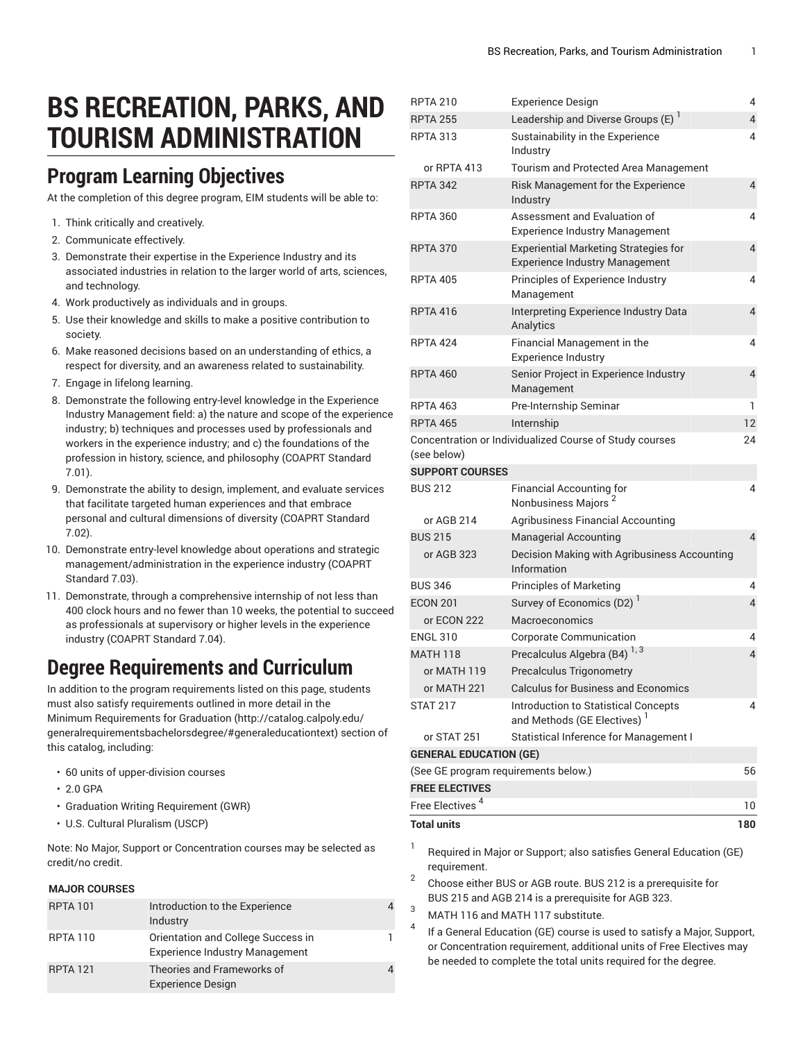# BS RECREATION, PARKS, AND TOURISM ADMINISTRATION

## Program Learning Objectives

At the completion of this degree program, EIM students will be able to:

1. Think critically and creatively.
2. Communicate effectively.
3. Demonstrate their expertise in the Experience Industry and its associated industries in relation to the larger world of arts, sciences, and technology.
4. Work productively as individuals and in groups.
5. Use their knowledge and skills to make a positive contribution to society.
6. Make reasoned decisions based on an understanding of ethics, a respect for diversity, and an awareness related to sustainability.
7. Engage in lifelong learning.
8. Demonstrate the following entry-level knowledge in the Experience Industry Management field: a) the nature and scope of the experience industry; b) techniques and processes used by professionals and workers in the experience industry; and c) the foundations of the profession in history, science, and philosophy (COAPRT Standard 7.01).
9. Demonstrate the ability to design, implement, and evaluate services that facilitate targeted human experiences and that embrace personal and cultural dimensions of diversity (COAPRT Standard 7.02).
10. Demonstrate entry-level knowledge about operations and strategic management/administration in the experience industry (COAPRT Standard 7.03).
11. Demonstrate, through a comprehensive internship of not less than 400 clock hours and no fewer than 10 weeks, the potential to succeed as professionals at supervisory or higher levels in the experience industry (COAPRT Standard 7.04).

## Degree Requirements and Curriculum

In addition to the program requirements listed on this page, students must also satisfy requirements outlined in more detail in the Minimum Requirements for Graduation (http://catalog.calpoly.edu/generalrequirementsbachelorsdegree/#generaleducationtext) section of this catalog, including:

- 60 units of upper-division courses
- 2.0 GPA
- Graduation Writing Requirement (GWR)
- U.S. Cultural Pluralism (USCP)

Note: No Major, Support or Concentration courses may be selected as credit/no credit.

| | | |
|---|---|---|
| **MAJOR COURSES** | | |
| RPTA 101 | Introduction to the Experience Industry | 4 |
| RPTA 110 | Orientation and College Success in Experience Industry Management | 1 |
| RPTA 121 | Theories and Frameworks of Experience Design | 4 |
| RPTA 210 | Experience Design | 4 |
| RPTA 255 | Leadership and Diverse Groups (E) [1] | 4 |
| RPTA 313 | Sustainability in the Experience Industry | 4 |
| or RPTA 413 | Tourism and Protected Area Management | |
| RPTA 342 | Risk Management for the Experience Industry | 4 |
| RPTA 360 | Assessment and Evaluation of Experience Industry Management | 4 |
| RPTA 370 | Experiential Marketing Strategies for Experience Industry Management | 4 |
| RPTA 405 | Principles of Experience Industry Management | 4 |
| RPTA 416 | Interpreting Experience Industry Data Analytics | 4 |
| RPTA 424 | Financial Management in the Experience Industry | 4 |
| RPTA 460 | Senior Project in Experience Industry Management | 4 |
| RPTA 463 | Pre-Internship Seminar | 1 |
| RPTA 465 | Internship | 12 |
| Concentration or Individualized Course of Study courses (see below) | | 24 |
| **SUPPORT COURSES** | | |
| BUS 212 | Financial Accounting for Nonbusiness Majors [2] | 4 |
| or AGB 214 | Agribusiness Financial Accounting | |
| BUS 215 | Managerial Accounting | 4 |
| or AGB 323 | Decision Making with Agribusiness Accounting Information | |
| BUS 346 | Principles of Marketing | 4 |
| ECON 201 | Survey of Economics (D2) [1] | 4 |
| or ECON 222 | Macroeconomics | |
| ENGL 310 | Corporate Communication | 4 |
| MATH 118 | Precalculus Algebra (B4) [1, 3] | 4 |
| or MATH 119 | Precalculus Trigonometry | |
| or MATH 221 | Calculus for Business and Economics | |
| STAT 217 | Introduction to Statistical Concepts and Methods (GE Electives) [1] | 4 |
| or STAT 251 | Statistical Inference for Management I | |
| **GENERAL EDUCATION (GE)** | | |
| (See GE program requirements below.) | | 56 |
| **FREE ELECTIVES** | | |
| Free Electives [4] | | 10 |
| **Total units** | | **180** |

1. Required in Major or Support; also satisfies General Education (GE) requirement.
2. Choose either BUS or AGB route. BUS 212 is a prerequisite for BUS 215 and AGB 214 is a prerequisite for AGB 323.
3. MATH 116 and MATH 117 substitute.
4. If a General Education (GE) course is used to satisfy a Major, Support, or Concentration requirement, additional units of Free Electives may be needed to complete the total units required for the degree.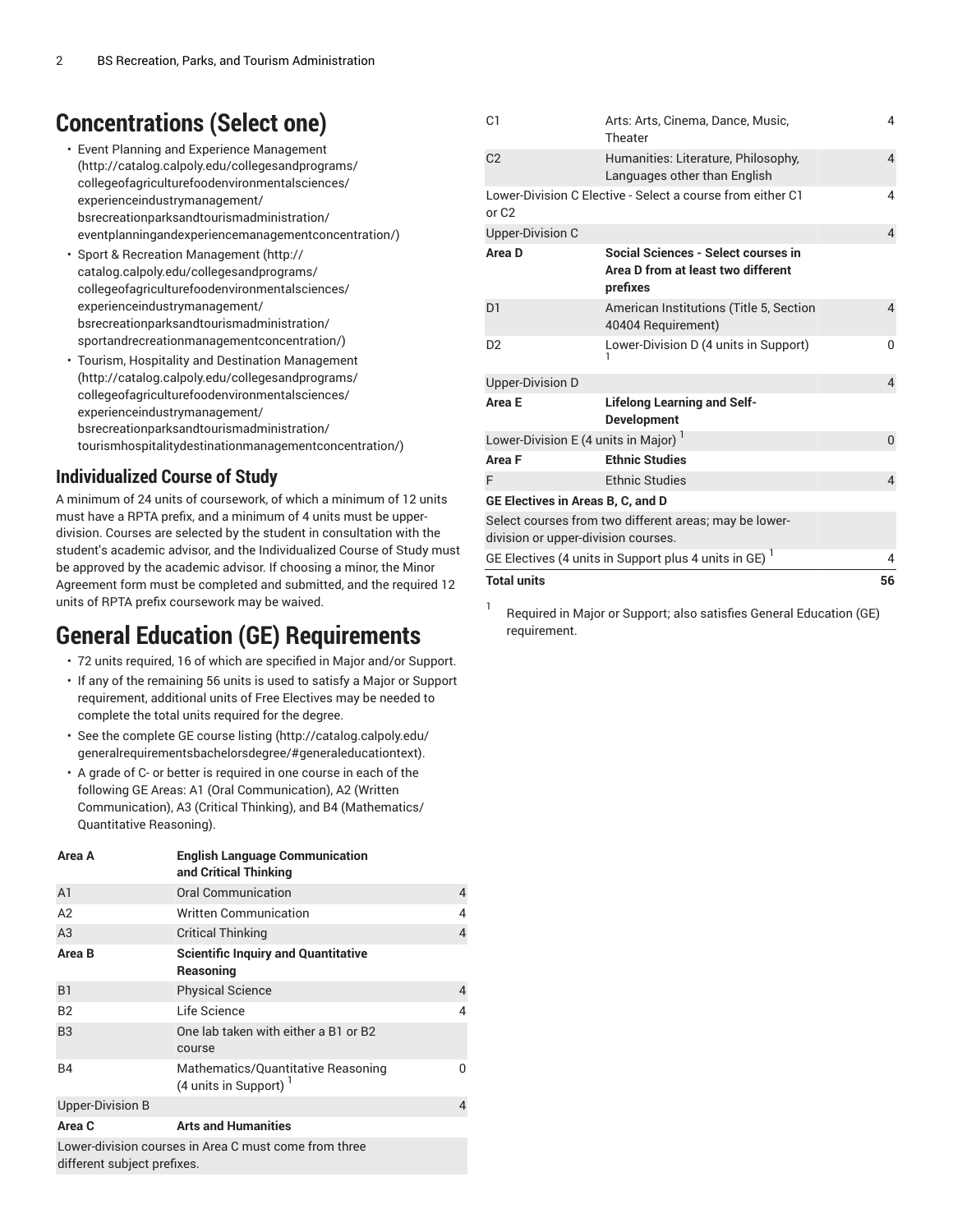## Concentrations (Select one)

- Event Planning and Experience Management (http://catalog.calpoly.edu/collegesandprograms/collegeofagriculturefoodenvironmentalsciences/experienceindustrymanagement/bsrecreationparksandtourismadministration/eventplanningandexperiencemanagementconcentration/)
- Sport & Recreation Management (http://catalog.calpoly.edu/collegesandprograms/collegeofagriculturefoodenvironmentalsciences/experienceindustrymanagement/bsrecreationparksandtourismadministration/sportandrecreationmanagementconcentration/)
- Tourism, Hospitality and Destination Management (http://catalog.calpoly.edu/collegesandprograms/collegeofagriculturefoodenvironmentalsciences/experienceindustrymanagement/bsrecreationparksandtourismadministration/tourismhospitalitydestinationmanagementconcentration/)

### Individualized Course of Study

A minimum of 24 units of coursework, of which a minimum of 12 units must have a RPTA prefix, and a minimum of 4 units must be upper-division. Courses are selected by the student in consultation with the student's academic advisor, and the Individualized Course of Study must be approved by the academic advisor. If choosing a minor, the Minor Agreement form must be completed and submitted, and the required 12 units of RPTA prefix coursework may be waived.

## General Education (GE) Requirements

- 72 units required, 16 of which are specified in Major and/or Support.
- If any of the remaining 56 units is used to satisfy a Major or Support requirement, additional units of Free Electives may be needed to complete the total units required for the degree.
- See the complete GE course listing (http://catalog.calpoly.edu/generalrequirementsbachelorsdegree/#generaleducationtext).
- A grade of C- or better is required in one course in each of the following GE Areas: A1 (Oral Communication), A2 (Written Communication), A3 (Critical Thinking), and B4 (Mathematics/Quantitative Reasoning).

| | | |
|---|---|---|
| **Area A** | **English Language Communication and Critical Thinking** | |
| A1 | Oral Communication | 4 |
| A2 | Written Communication | 4 |
| A3 | Critical Thinking | 4 |
| **Area B** | **Scientific Inquiry and Quantitative Reasoning** | |
| B1 | Physical Science | 4 |
| B2 | Life Science | 4 |
| B3 | One lab taken with either a B1 or B2 course | |
| B4 | Mathematics/Quantitative Reasoning (4 units in Support) [1] | 0 |
| Upper-Division B | | 4 |
| **Area C** | **Arts and Humanities** | |
| Lower-division courses in Area C must come from three different subject prefixes. | | |
| C1 | Arts: Arts, Cinema, Dance, Music, Theater | 4 |
| C2 | Humanities: Literature, Philosophy, Languages other than English | 4 |
| Lower-Division C Elective - Select a course from either C1 or C2 | | 4 |
| Upper-Division C | | 4 |
| **Area D** | **Social Sciences - Select courses in Area D from at least two different prefixes** | |
| D1 | American Institutions (Title 5, Section 40404 Requirement) | 4 |
| D2 | Lower-Division D (4 units in Support) [1] | 0 |
| Upper-Division D | | 4 |
| **Area E** | **Lifelong Learning and Self-Development** | |
| Lower-Division E (4 units in Major) [1] | | 0 |
| **Area F** | **Ethnic Studies** | |
| F | Ethnic Studies | 4 |
| **GE Electives in Areas B, C, and D** | | |
| Select courses from two different areas; may be lower-division or upper-division courses. | | |
| GE Electives (4 units in Support plus 4 units in GE) [1] | | 4 |
| **Total units** | | **56** |

[1] Required in Major or Support; also satisfies General Education (GE) requirement.